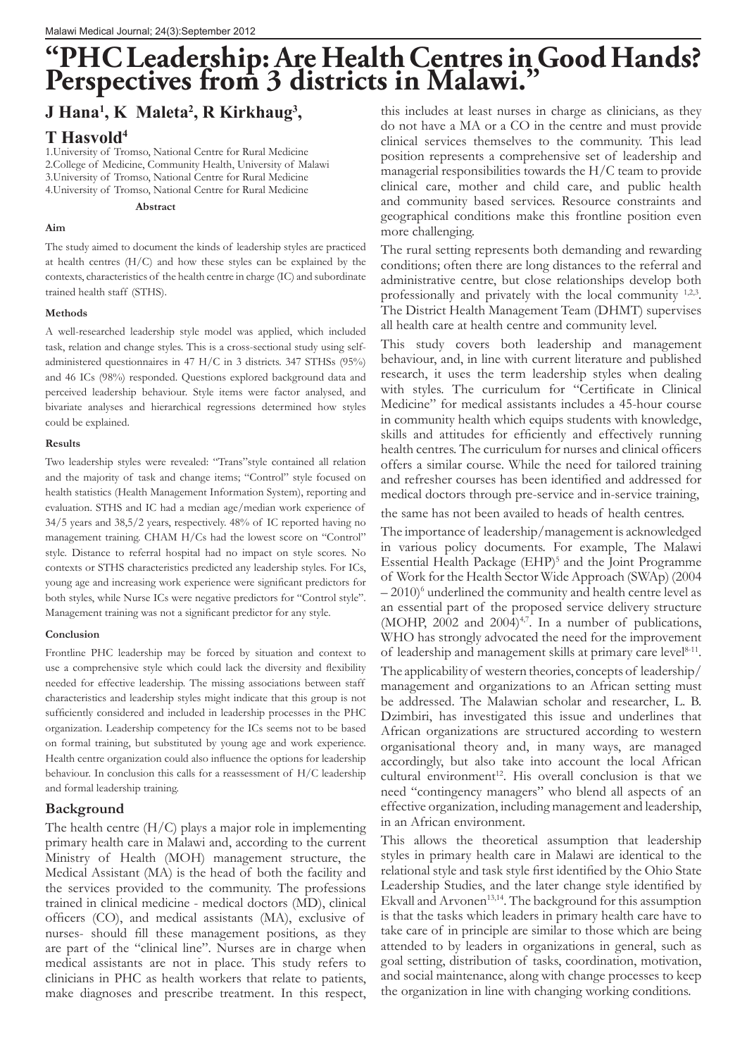# "PHC Leadership: Are Health Centres in Good Hands? Perspectives from 3 districts in Malawi."

**J Hana[1], K Maleta[2], R Kirkhaug[3], T Hasvold[4]**

1.University of Tromso, National Centre for Rural Medicine
2.College of Medicine, Community Health, University of Malawi
3.University of Tromso, National Centre for Rural Medicine
4.University of Tromso, National Centre for Rural Medicine

## Abstract

### Aim

The study aimed to document the kinds of leadership styles are practiced at health centres (H/C) and how these styles can be explained by the contexts, characteristics of the health centre in charge (IC) and subordinate trained health staff (STHS).

### Methods

A well-researched leadership style model was applied, which included task, relation and change styles. This is a cross-sectional study using self-administered questionnaires in 47 H/C in 3 districts. 347 STHSs (95%) and 46 ICs (98%) responded. Questions explored background data and perceived leadership behaviour. Style items were factor analysed, and bivariate analyses and hierarchical regressions determined how styles could be explained.

### Results

Two leadership styles were revealed: "Trans"style contained all relation and the majority of task and change items; "Control" style focused on health statistics (Health Management Information System), reporting and evaluation. STHS and IC had a median age/median work experience of 34/5 years and 38,5/2 years, respectively. 48% of IC reported having no management training. CHAM H/Cs had the lowest score on "Control" style. Distance to referral hospital had no impact on style scores. No contexts or STHS characteristics predicted any leadership styles. For ICs, young age and increasing work experience were significant predictors for both styles, while Nurse ICs were negative predictors for "Control style". Management training was not a significant predictor for any style.

### Conclusion

Frontline PHC leadership may be forced by situation and context to use a comprehensive style which could lack the diversity and flexibility needed for effective leadership. The missing associations between staff characteristics and leadership styles might indicate that this group is not sufficiently considered and included in leadership processes in the PHC organization. Leadership competency for the ICs seems not to be based on formal training, but substituted by young age and work experience. Health centre organization could also influence the options for leadership behaviour. In conclusion this calls for a reassessment of H/C leadership and formal leadership training.

## Background

The health centre (H/C) plays a major role in implementing primary health care in Malawi and, according to the current Ministry of Health (MOH) management structure, the Medical Assistant (MA) is the head of both the facility and the services provided to the community. The professions trained in clinical medicine - medical doctors (MD), clinical officers (CO), and medical assistants (MA), exclusive of nurses- should fill these management positions, as they are part of the "clinical line". Nurses are in charge when medical assistants are not in place. This study refers to clinicians in PHC as health workers that relate to patients, make diagnoses and prescribe treatment. In this respect, this includes at least nurses in charge as clinicians, as they do not have a MA or a CO in the centre and must provide clinical services themselves to the community. This lead position represents a comprehensive set of leadership and managerial responsibilities towards the H/C team to provide clinical care, mother and child care, and public health and community based services. Resource constraints and geographical conditions make this frontline position even more challenging.

The rural setting represents both demanding and rewarding conditions; often there are long distances to the referral and administrative centre, but close relationships develop both professionally and privately with the local community [1,2,3]. The District Health Management Team (DHMT) supervises all health care at health centre and community level.

This study covers both leadership and management behaviour, and, in line with current literature and published research, it uses the term leadership styles when dealing with styles. The curriculum for "Certificate in Clinical Medicine" for medical assistants includes a 45-hour course in community health which equips students with knowledge, skills and attitudes for efficiently and effectively running health centres. The curriculum for nurses and clinical officers offers a similar course. While the need for tailored training and refresher courses has been identified and addressed for medical doctors through pre-service and in-service training, the same has not been availed to heads of health centres.

The importance of leadership/management is acknowledged in various policy documents. For example, The Malawi Essential Health Package (EHP)[5] and the Joint Programme of Work for the Health Sector Wide Approach (SWAp) (2004 – 2010)[6] underlined the community and health centre level as an essential part of the proposed service delivery structure (MOHP, 2002 and 2004)[4,7]. In a number of publications, WHO has strongly advocated the need for the improvement of leadership and management skills at primary care level[8-11].

The applicability of western theories, concepts of leadership/management and organizations to an African setting must be addressed. The Malawian scholar and researcher, L. B. Dzimbiri, has investigated this issue and underlines that African organizations are structured according to western organisational theory and, in many ways, are managed accordingly, but also take into account the local African cultural environment[12]. His overall conclusion is that we need "contingency managers" who blend all aspects of an effective organization, including management and leadership, in an African environment.

This allows the theoretical assumption that leadership styles in primary health care in Malawi are identical to the relational style and task style first identified by the Ohio State Leadership Studies, and the later change style identified by Ekvall and Arvonen[13,14]. The background for this assumption is that the tasks which leaders in primary health care have to take care of in principle are similar to those which are being attended to by leaders in organizations in general, such as goal setting, distribution of tasks, coordination, motivation, and social maintenance, along with change processes to keep the organization in line with changing working conditions.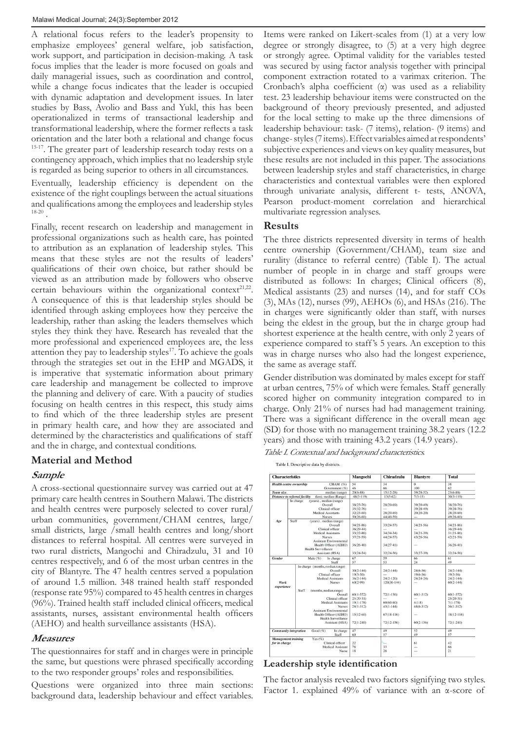A relational focus refers to the leader's propensity to emphasize employees' general welfare, job satisfaction, work support, and participation in decision-making. A task focus implies that the leader is more focused on goals and daily managerial issues, such as coordination and control, while a change focus indicates that the leader is occupied with dynamic adaptation and development issues. In later studies by Bass, Avolio and Bass and Yukl, this has been operationalized in terms of transactional leadership and transformational leadership, where the former reflects a task orientation and the later both a relational and change focus [15-17]. The greater part of leadership research today rests on a contingency approach, which implies that no leadership style is regarded as being superior to others in all circumstances.

Eventually, leadership efficiency is dependent on the existence of the right couplings between the actual situations and qualifications among the employees and leadership styles [18-20].

Finally, recent research on leadership and management in professional organizations such as health care, has pointed to attribution as an explanation of leadership styles. This means that these styles are not the results of leaders' qualifications of their own choice, but rather should be viewed as an attribution made by followers who observe certain behaviours within the organizational context[21,22]. A consequence of this is that leadership styles should be identified through asking employees how they perceive the leadership, rather than asking the leaders themselves which styles they think they have. Research has revealed that the more professional and experienced employees are, the less attention they pay to leadership styles[17]. To achieve the goals through the strategies set out in the EHP and MGADS, it is imperative that systematic information about primary care leadership and management be collected to improve the planning and delivery of care. With a paucity of studies focusing on health centres in this respect, this study aims to find which of the three leadership styles are present in primary health care, and how they are associated and determined by the characteristics and qualifications of staff and the in charge, and contextual conditions.

## Material and Method

### *Sample*

A cross-sectional questionnaire survey was carried out at 47 primary care health centres in Southern Malawi. The districts and health centres were purposely selected to cover rural/urban communities, government/CHAM centres, large/small districts, large /small health centres and long/short distances to referral hospital. All centres were surveyed in two rural districts, Mangochi and Chiradzulu, 31 and 10 centres respectively, and 6 of the most urban centres in the city of Blantyre. The 47 health centres served a population of around 1.5 million. 348 trained health staff responded (response rate 95%) compared to 45 health centres in charges (96%). Trained health staff included clinical officers, medical assistants, nurses, assistant environmental health officers (AEHO) and health surveillance assistants (HSA).

### *Measures*

The questionnaires for staff and in charges were in principle the same, but questions were phrased specifically according to the two responder groups' roles and responsibilities.

Questions were organized into three main sections: background data, leadership behaviour and effect variables. Items were ranked on Likert-scales from (1) at a very low degree or strongly disagree, to (5) at a very high degree or strongly agree. Optimal validity for the variables tested was secured by using factor analysis together with principal component extraction rotated to a varimax criterion. The Cronbach's alpha coefficient (α) was used as a reliability test. 23 leadership behaviour items were constructed on the background of theory previously presented, and adjusted for the local setting to make up the three dimensions of leadership behaviour: task- (7 items), relation- (9 items) and change- styles (7 items). Effect variables aimed at respondents' subjective experiences and views on key quality measures, but these results are not included in this paper. The associations between leadership styles and staff characteristics, in charge characteristics and contextual variables were then explored through univariate analysis, different t- tests, ANOVA, Pearson product-moment correlation and hierarchical multivariate regression analyses.

## Results

The three districts represented diversity in terms of health centre ownership (Government/CHAM), team size and rurality (distance to referral centre) (Table I). The actual number of people in in charge and staff groups were distributed as follows: In charges; Clinical officers (8), Medical assistants (23) and nurses (14), and for staff COs (3), MAs (12), nurses (99), AEHOs (6), and HSAs (216). The in charges were significantly older than staff, with nurses being the eldest in the group, but the in charge group had shortest experience at the health centre, with only 2 years of experience compared to staff's 5 years. An exception to this was in charge nurses who also had the longest experience, the same as average staff.

Gender distribution was dominated by males except for staff at urban centres, 75% of which were females. Staff generally scored higher on community integration compared to in charge. Only 21% of nurses had had management training. There was a significant difference in the overall mean age (SD) for those with no management training 38.2 years (12.2 years) and those with training 43.2 years (14.9 years).

*Table I. Contextual and background characteristics.*

Table I. Descriptive data by districts.

| Characteristics | | | Mangochi | Chiradzulu | Blantyre | Total |
|---|---|---|---|---|---|---|
| **Health centre ownership** | | CHAM (%) | 54 | 34 | 0 | 38 |
| | | Government (%) | 46 | 66 | 100 | 62 |
| **Team size** | | median (range) | 20(6-88) | 15(12-28) | 39(28-52) | 23(6-88) |
| **Distance to referral facility** | | (km), median (Range) | 48(3-119) | 13(5-62) | 7(3-15) | 30(3-119) |
| **Age** | In charge | (years), median (range) | | | | |
| | | Overall | 38(23-76) | 28(20-69) | 39(20-49) | 38(20-76) |
| | | Clinical officer | 35(32-76) | — | 39(28-49) | 39(28-76) |
| | | Medical Assistants | 32(23-60) | 28(20-69) | 20(20-20) | 28(20-69) |
| | | Nurses | 50(26-60) | 44(40-59) | — | 49(26-60) |
| | Staff | (years), median (range) | | | | |
| | | Overall | 34(21-86) | 33(24-57) | 34(21-56) | 34(21-86) |
| | | Clinical officer | 36(29-44) | — | — | 36(29-44) |
| | | Medical Assistants | 33(22-86) | 34(34-34) | 24(21-39) | 31(21-86) |
| | | Nurses | 37(21-59) | 44(24-57) | 43(26-56) | 42(21-59) |
| | | Assistant Environmental Health Officer (AEHO) | 36(26-40) | 34(27-41) | — | 36(26-41) |
| | | Health Surveillance Assistant (HSA) | 33(24-54) | 32(24-56) | 33(27-39) | 32(24-56) |
| **Gender** | | Male (%) In charge | 67 | 59 | 66 | 61 |
| | | Staff | 57 | 53 | 24 | 49 |
| **Work experience** | In charge | (months, median, range) | | | | |
| | | Overall | 30(2-144) | 24(2-144) | 24(6-36) | 24(2-144) |
| | | Clinical officer | 19(3-30) | — | 19(6-36) | 19(3-36) |
| | | Medical Assistants | 36(2-144) | 24(2-120) | 24(24-24) | 24(2-144) |
| | | Nurses | 60(2-99) | 120(36-144) | — | 60(2-144) |
| | Staff | (months, median, range) | | | | |
| | | Overall | 60(1-372) | 72(1-156) | 60(1-312) | 60(1-372) |
| | | Clinical officer | 25(20-31) | — | — | 25(20-31) |
| | | Medical Assistants | 10(1-178) | 60(60-60) | 4(1-8) | 7(1-178) |
| | | Nurses | 28(1-312) | 43(1-144) | 48(6-312) | 36(1-312) |
| | | Assistant Environmental Health Officer (AEHO) | 15(12-60) | 67(18-116) | — | 18(12-116) |
| | | Health Surveillance Assistant (HSA) | 72(1-240) | 72(12-156) | 60(2-156) | 72(1-240) |
| **Community integration** | | Good (%) In charge | 47 | 49 | 52 | 49 |
| | | Staff | 60 | 57 | 49 | 57 |
| **Management training for in charge** | | Yes (%) | | | | |
| | | Clinical officer | 22 | — | 61 | 42 |
| | | Medical Assistant | 78 | 33 | — | 66 |
| | | Nurse | 18 | 28 | — | 21 |

## Leadership style identification

The factor analysis revealed two factors signifying two styles. Factor 1. explained 49% of variance with an α-score of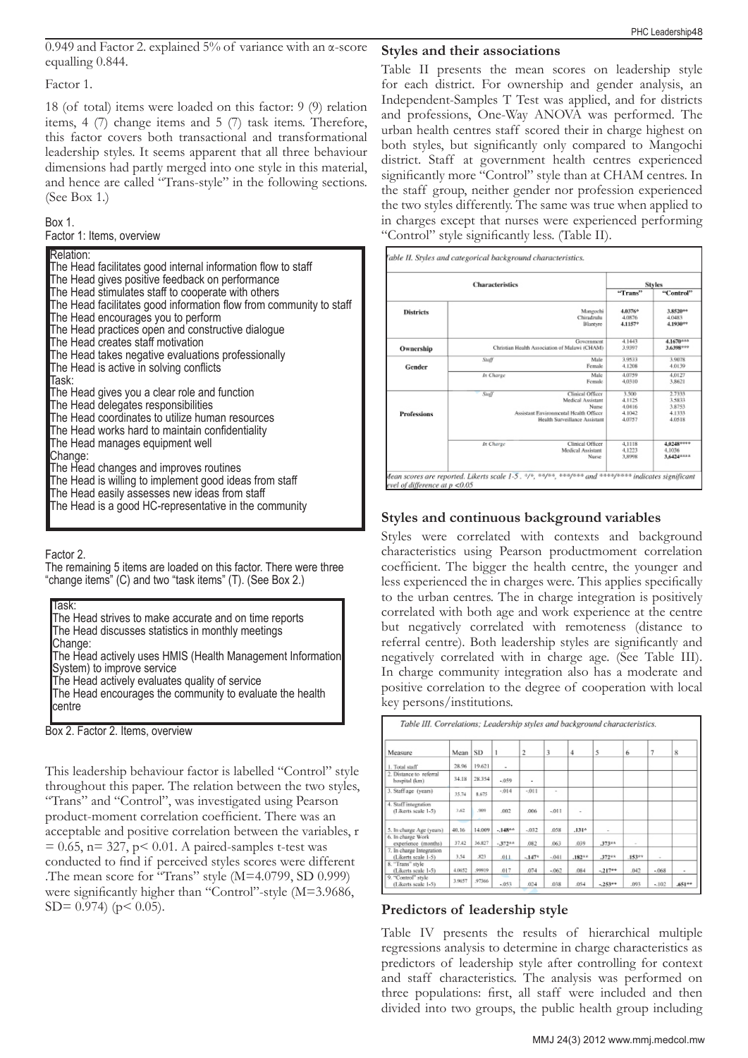0.949 and Factor 2. explained 5% of variance with an α-score equalling 0.844.

Factor 1.

18 (of total) items were loaded on this factor: 9 (9) relation items, 4 (7) change items and 5 (7) task items. Therefore, this factor covers both transactional and transformational leadership styles. It seems apparent that all three behaviour dimensions had partly merged into one style in this material, and hence are called "Trans-style" in the following sections. (See Box 1.)

Box 1.
Factor 1: Items, overview

Relation:
The Head facilitates good internal information flow to staff
The Head gives positive feedback on performance
The Head stimulates staff to cooperate with others
The Head facilitates good information flow from community to staff
The Head encourages you to perform
The Head practices open and constructive dialogue
The Head creates staff motivation
The Head takes negative evaluations professionally
The Head is active in solving conflicts
Task:
The Head gives you a clear role and function
The Head delegates responsibilities
The Head coordinates to utilize human resources
The Head works hard to maintain confidentiality
The Head manages equipment well
Change:
The Head changes and improves routines
The Head is willing to implement good ideas from staff
The Head easily assesses new ideas from staff
The Head is a good HC-representative in the community

Factor 2.
The remaining 5 items are loaded on this factor. There were three "change items" (C) and two "task items" (T). (See Box 2.)

Task:
The Head strives to make accurate and on time reports
The Head discusses statistics in monthly meetings
Change:
The Head actively uses HMIS (Health Management Information System) to improve service
The Head actively evaluates quality of service
The Head encourages the community to evaluate the health centre

Box 2. Factor 2. Items, overview

This leadership behaviour factor is labelled "Control" style throughout this paper. The relation between the two styles, "Trans" and "Control", was investigated using Pearson product-moment correlation coefficient. There was an acceptable and positive correlation between the variables, $r = 0.65$, $n= 327$, $p< 0.01$. A paired-samples t-test was conducted to find if perceived styles scores were different .The mean score for "Trans" style (M=4.0799, SD 0.999) were significantly higher than "Control"-style (M=3.9686, SD= 0.974) ($p< 0.05$).

## Styles and their associations

Table II presents the mean scores on leadership style for each district. For ownership and gender analysis, an Independent-Samples T Test was applied, and for districts and professions, One-Way ANOVA was performed. The urban health centres staff scored their in charge highest on both styles, but significantly only compared to Mangochi district. Staff at government health centres experienced significantly more "Control" style than at CHAM centres. In the staff group, neither gender nor profession experienced the two styles differently. The same was true when applied to in charges except that nurses were experienced performing "Control" style significantly less. (Table II).

Table II. Styles and categorical background characteristics.

| Characteristics | | | Styles | |
|---|---|---|---|---|
| | | | "Trans" | "Control" |
| Districts | | Mangochi | 4.0376* | 3.8520** |
| | | Chiradzulu | 4.0876 | 4.0483 |
| | | Blantyre | 4.1157* | 4.1930** |
| Ownership | | Government | 4.1443 | 4.1670*** |
| | | Christian Health Association of Malawi (CHAM) | 3.9397 | 3.6398*** |
| Gender | Staff | Male | 3.9533 | 3.9078 |
| | | Female | 4.1208 | 4.0139 |
| | In Charge | Male | 4.0759 | 4.0127 |
| | | Female | 4.0310 | 3.8621 |
| Professions | Staff | Clinical Officer | 3.500 | 2.7333 |
| | | Medical Assistant | 4.1125 | 3.5833 |
| | | Nurse | 4.0416 | 3.8753 |
| | | Assistant Environmental Health Officer | 4.1042 | 4.1333 |
| | | Health Surveillance Assistant | 4.0757 | 4.0518 |
| | In Charge | Clinical Officer | 4.1118 | 4.0248**** |
| | | Medical Assistant | 4.1223 | 4.1036 |
| | | Nurse | 3.8998 | 3.6424**** |

Mean scores are reported. Likerts scale 1-5 . */*, **/**, ***/*** and ****/**** indicates significant level of difference at $p <0.05$

## Styles and continuous background variables

Styles were correlated with contexts and background characteristics using Pearson productmoment correlation coefficient. The bigger the health centre, the younger and less experienced the in charges were. This applies specifically to the urban centres. The in charge integration is positively correlated with both age and work experience at the centre but negatively correlated with remoteness (distance to referral centre). Both leadership styles are significantly and negatively correlated with in charge age. (See Table III). In charge community integration also has a moderate and positive correlation to the degree of cooperation with local key persons/institutions.

Table III. Correlations; Leadership styles and background characteristics.

| Measure | Mean | SD | 1 | 2 | 3 | 4 | 5 | 6 | 7 | 8 |
|---|---|---|---|---|---|---|---|---|---|---|
| 1. Total staff | 28.96 | 19.621 | - | | | | | | | |
| 2. Distance to referral hospital (km) | 34.18 | 28.354 | -.059 | - | | | | | | |
| 3. Staff age (years) | 35.74 | 8.675 | -.014 | -.011 | - | | | | | |
| 4. StaffIntegration (Likerts scale 1-5) | 3.62 | .909 | .002 | .006 | -.011 | - | | | | |
| 5. In charge Age (years) | 40.16 | 14.009 | -.148** | -.032 | .058 | .131* | - | | | |
| 6. In charge Work experience (months) | 37.42 | 36.827 | -.372** | .082 | .063 | .039 | .373** | - | | |
| 7. In charge Integration (Likerts scale 1-5) | 3.54 | .823 | .011 | -.147* | -.041 | .182** | .372** | .153** | - | |
| 8. "Trans" style (Likerts scale 1-5) | 4.0652 | .99919 | .017 | .074 | -.062 | .084 | -.217** | .042 | -.068 | - |
| 9. "Control" style (Likerts scale 1-5) | 3.9657 | .97366 | -.053 | .024 | .038 | .054 | -.253** | .093 | -.102 | .651** |

## Predictors of leadership style

Table IV presents the results of hierarchical multiple regressions analysis to determine in charge characteristics as predictors of leadership style after controlling for context and staff characteristics. The analysis was performed on three populations: first, all staff were included and then divided into two groups, the public health group including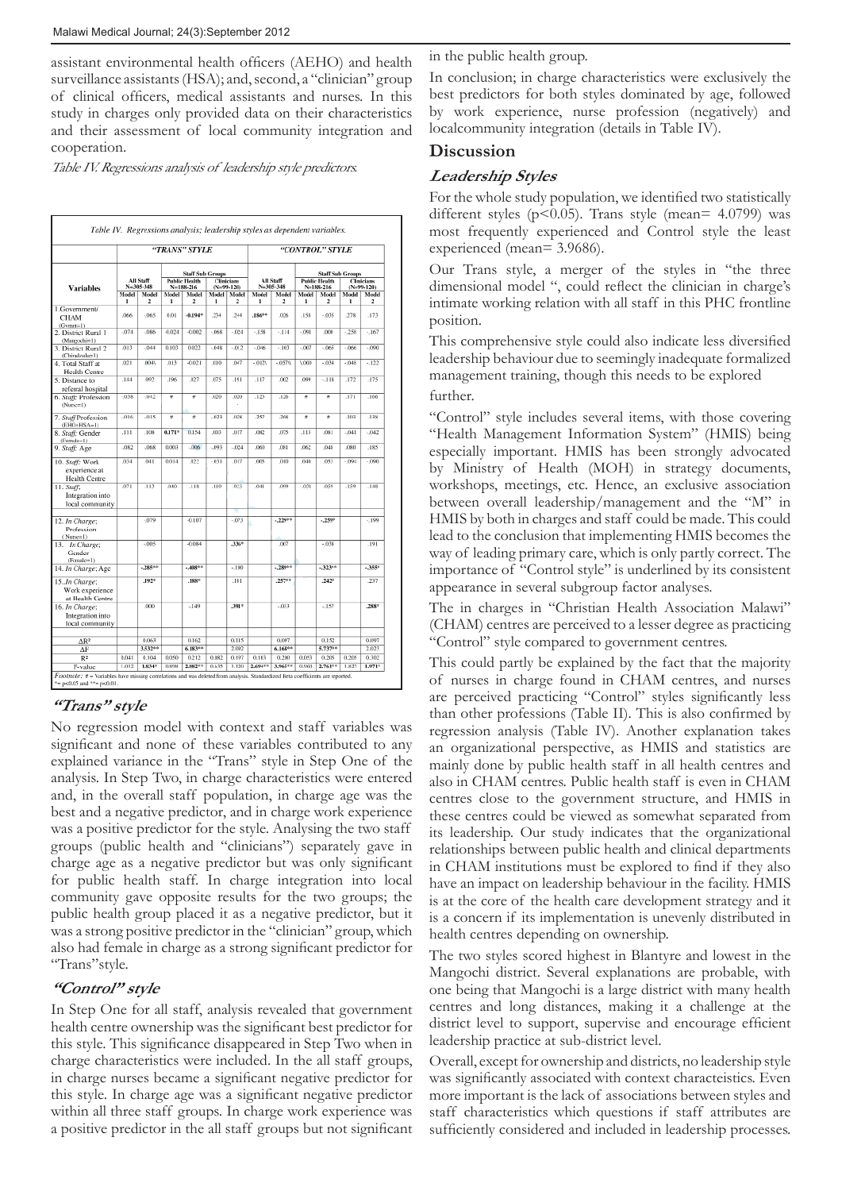assistant environmental health officers (AEHO) and health surveillance assistants (HSA); and, second, a "clinician" group of clinical officers, medical assistants and nurses. In this study in charges only provided data on their characteristics and their assessment of local community integration and cooperation.

*Table IV. Regressions analysis of leadership style predictors.*

Table IV. Regressions analysis; leadership styles as dependent variables.

| Variables | "TRANS" STYLE | | | | | | "CONTROL" STYLE | | | | | |
|---|---|---|---|---|---|---|---|---|---|---|---|---|
| | All Staff N=305-348 | | Staff Sub Groups: Public Health N=188-216 | | Staff Sub Groups: Clinicians (N=99-120) | | All Staff N=305-348 | | Staff Sub Groups: Public Health N=188-216 | | Staff Sub Groups: Clinicians (N=99-120) | |
| | Model 1 | Model 2 | Model 1 | Model 2 | Model 1 | Model 2 | Model 1 | Model 2 | Model 1 | Model 2 | Model 1 | Model 2 |
| 1.Government/ CHAM (Gvmnt=1) | .066 | .065 | 0.01 | -0.194* | .234 | .244 | .186** | .026 | .151 | -.035 | .278 | .173 |
| 2. District Rural 1 (Mangochi=1) | .074 | .086 | -0.024 | -0.002 | .068 | -.024 | -.158 | -.114 | -.091 | .000 | -.258 | -.167 |
| 3. District Rural 2 (Chiradzulu=1) | .013 | .044 | 0.103 | 0.022 | -.048 | -0.2 | -.046 | -.103 | -.007 | -.065 | .066 | -.090 |
| 4. Total Staff at Health Centre | .021 | .0046 | .013 | -0.021 | .010 | .047 | -.0021 | -.0576 | \.000 | -.034 | -.048 | -.122 |
| 5. Distance to referral hospital | .144 | .092 | .196 | .027 | .075 | .151 | .117 | .002 | .099 | -.118 | .172 | .175 |
| 6. *Staff*: Profession (Nurse=1) | .036 | .012 | # | # | .020 | .020 | .123 | .126 | # | # | .171 | .166 |
| 7. *Staff* Profession (EHO+HSA=1) | .016 | .015 | # | # | .023 | .028 | .257 | .268 | # | # | .103 | .138 |
| 8. *Staff*: Gender (Female=1) | .111 | .108 | 0.171* | 0.154 | .103 | .017 | .082 | .075 | .113 | .081 | -.041 | -.042 |
| 9. *Staff*: Age | .082 | .068 | 0.003 | .006 | .093 | -.024 | .060 | .081 | .062 | .048 | .080 | .185 |
| 10. *Staff*: Work experience at Health Centre | .034 | .041 | 0.014 | .022 | -.031 | .017 | .005 | .010 | .040 | .051 | -.094 | -.090 |
| 11. *Staff*: Integration into local community | .071 | .112 | .040 | .118 | .110 | .015 | .041 | .099 | -.021 | .059 | .159 | .148 |
| 12. *In Charge*; Profession (Nurse=1) | | -.079 | | -0.107 | | -.073 | | -.229** | | -.259* | | -.199 |
| 13. *In Charge*; Gender (Female=1) | | -.005 | | -0.084 | | .336* | | .007 | | -.038 | | .191 |
| 14. *In Charge*; Age | | -.285** | | -.408** | | -.180 | | -.289** | | -.323** | | -.355* |
| 15. *In Charge*; Work experience at Health Centre | | .192* | | .188* | | .111 | | .257** | | .242* | | .237 |
| 16. *In Charge*; Integration into local community | | .000 | | -.149 | | .391* | | -.013 | | -.157 | | .288* |
| $\Delta R^2$ | | 0.063 | | 0.162 | | 0.115 | | 0.087 | | 0.152 | | 0.097 |
| $\Delta F$ | | 3.532** | | 6.183** | | 2.092 | | 6.168** | | 5.737** | | 2.023 |
| $R^2$ | 0.041 | 0.104 | 0.050 | 0.212 | 0.082 | 0.197 | 0.113 | 0.200 | 0.053 | 0.205 | 0.205 | 0.302 |
| F-value | 1.012 | 1.834* | 0.898 | 2.882** | 0.635 | 1.130 | 2.691** | 3.965** | 0.960 | 2.761** | 1.827 | 1.971* |

Footnote: # = Variables have missing correlations and was deleted from analysis. Standardized Beta coefficients are reported. *= p<0.05 and **= p<0.01.

### "Trans" style

No regression model with context and staff variables was significant and none of these variables contributed to any explained variance in the "Trans" style in Step One of the analysis. In Step Two, in charge characteristics were entered and, in the overall staff population, in charge age was the best and a negative predictor, and in charge work experience was a positive predictor for the style. Analysing the two staff groups (public health and "clinicians") separately gave in charge age as a negative predictor but was only significant for public health staff. In charge integration into local community gave opposite results for the two groups; the public health group placed it as a negative predictor, but it was a strong positive predictor in the "clinician" group, which also had female in charge as a strong significant predictor for "Trans"style.

### "Control" style

In Step One for all staff, analysis revealed that government health centre ownership was the significant best predictor for this style. This significance disappeared in Step Two when in charge characteristics were included. In the all staff groups, in charge nurses became a significant negative predictor for this style. In charge age was a significant negative predictor within all three staff groups. In charge work experience was a positive predictor in the all staff groups but not significant in the public health group.

In conclusion; in charge characteristics were exclusively the best predictors for both styles dominated by age, followed by work experience, nurse profession (negatively) and localcommunity integration (details in Table IV).

## Discussion

### Leadership Styles

For the whole study population, we identified two statistically different styles ($p<0.05$). Trans style (mean= 4.0799) was most frequently experienced and Control style the least experienced (mean= 3.9686).

Our Trans style, a merger of the styles in "the three dimensional model ", could reflect the clinician in charge's intimate working relation with all staff in this PHC frontline position.

This comprehensive style could also indicate less diversified leadership behaviour due to seemingly inadequate formalized management training, though this needs to be explored further.

"Control" style includes several items, with those covering "Health Management Information System" (HMIS) being especially important. HMIS has been strongly advocated by Ministry of Health (MOH) in strategy documents, workshops, meetings, etc. Hence, an exclusive association between overall leadership/management and the "M" in HMIS by both in charges and staff could be made. This could lead to the conclusion that implementing HMIS becomes the way of leading primary care, which is only partly correct. The importance of "Control style" is underlined by its consistent appearance in several subgroup factor analyses.

The in charges in "Christian Health Association Malawi" (CHAM) centres are perceived to a lesser degree as practicing "Control" style compared to government centres.

This could partly be explained by the fact that the majority of nurses in charge found in CHAM centres, and nurses are perceived practicing "Control" styles significantly less than other professions (Table II). This is also confirmed by regression analysis (Table IV). Another explanation takes an organizational perspective, as HMIS and statistics are mainly done by public health staff in all health centres and also in CHAM centres. Public health staff is even in CHAM centres close to the government structure, and HMIS in these centres could be viewed as somewhat separated from its leadership. Our study indicates that the organizational relationships between public health and clinical departments in CHAM institutions must be explored to find if they also have an impact on leadership behaviour in the facility. HMIS is at the core of the health care development strategy and it is a concern if its implementation is unevenly distributed in health centres depending on ownership.

The two styles scored highest in Blantyre and lowest in the Mangochi district. Several explanations are probable, with one being that Mangochi is a large district with many health centres and long distances, making it a challenge at the district level to support, supervise and encourage efficient leadership practice at sub-district level.

Overall, except for ownership and districts, no leadership style was significantly associated with context charactеistics. Even more important is the lack of associations between styles and staff characteristics which questions if staff attributes are sufficiently considered and included in leadership processes.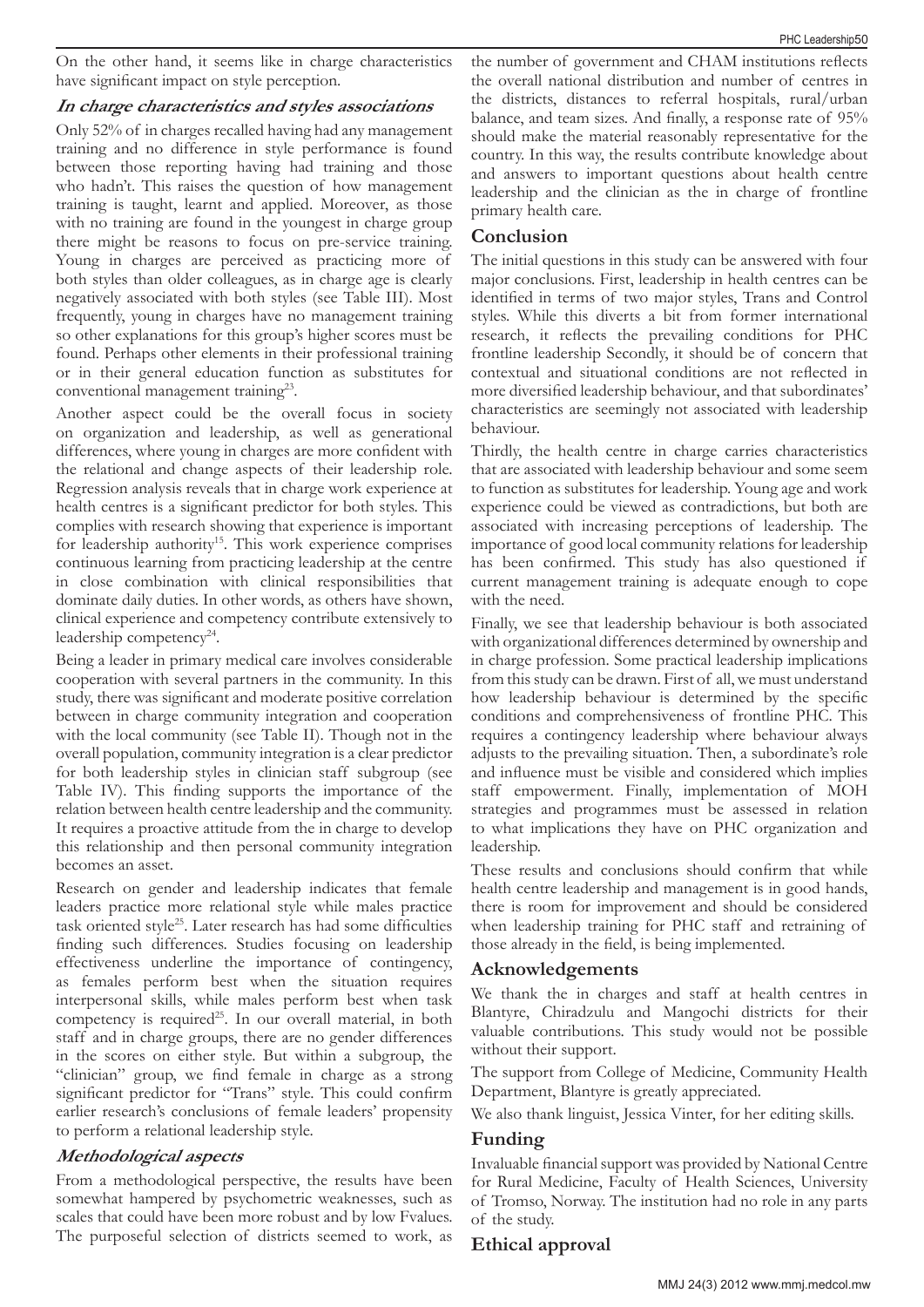On the other hand, it seems like in charge characteristics have significant impact on style perception.

### *In charge characteristics and styles associations*

Only 52% of in charges recalled having had any management training and no difference in style performance is found between those reporting having had training and those who hadn't. This raises the question of how management training is taught, learnt and applied. Moreover, as those with no training are found in the youngest in charge group there might be reasons to focus on pre-service training. Young in charges are perceived as practicing more of both styles than older colleagues, as in charge age is clearly negatively associated with both styles (see Table III). Most frequently, young in charges have no management training so other explanations for this group's higher scores must be found. Perhaps other elements in their professional training or in their general education function as substitutes for conventional management training[23].

Another aspect could be the overall focus in society on organization and leadership, as well as generational differences, where young in charges are more confident with the relational and change aspects of their leadership role. Regression analysis reveals that in charge work experience at health centres is a significant predictor for both styles. This complies with research showing that experience is important for leadership authority[15]. This work experience comprises continuous learning from practicing leadership at the centre in close combination with clinical responsibilities that dominate daily duties. In other words, as others have shown, clinical experience and competency contribute extensively to leadership competency[24].

Being a leader in primary medical care involves considerable cooperation with several partners in the community. In this study, there was significant and moderate positive correlation between in charge community integration and cooperation with the local community (see Table II). Though not in the overall population, community integration is a clear predictor for both leadership styles in clinician staff subgroup (see Table IV). This finding supports the importance of the relation between health centre leadership and the community. It requires a proactive attitude from the in charge to develop this relationship and then personal community integration becomes an asset.

Research on gender and leadership indicates that female leaders practice more relational style while males practice task oriented style[25]. Later research has had some difficulties finding such differences. Studies focusing on leadership effectiveness underline the importance of contingency, as females perform best when the situation requires interpersonal skills, while males perform best when task competency is required[25]. In our overall material, in both staff and in charge groups, there are no gender differences in the scores on either style. But within a subgroup, the "clinician" group, we find female in charge as a strong significant predictor for "Trans" style. This could confirm earlier research's conclusions of female leaders' propensity to perform a relational leadership style.

### *Methodological aspects*

From a methodological perspective, the results have been somewhat hampered by psychometric weaknesses, such as scales that could have been more robust and by low Fvalues. The purposeful selection of districts seemed to work, as the number of government and CHAM institutions reflects the overall national distribution and number of centres in the districts, distances to referral hospitals, rural/urban balance, and team sizes. And finally, a response rate of 95% should make the material reasonably representative for the country. In this way, the results contribute knowledge about and answers to important questions about health centre leadership and the clinician as the in charge of frontline primary health care.

## Conclusion

The initial questions in this study can be answered with four major conclusions. First, leadership in health centres can be identified in terms of two major styles, Trans and Control styles. While this diverts a bit from former international research, it reflects the prevailing conditions for PHC frontline leadership Secondly, it should be of concern that contextual and situational conditions are not reflected in more diversified leadership behaviour, and that subordinates' characteristics are seemingly not associated with leadership behaviour.

Thirdly, the health centre in charge carries characteristics that are associated with leadership behaviour and some seem to function as substitutes for leadership. Young age and work experience could be viewed as contradictions, but both are associated with increasing perceptions of leadership. The importance of good local community relations for leadership has been confirmed. This study has also questioned if current management training is adequate enough to cope with the need.

Finally, we see that leadership behaviour is both associated with organizational differences determined by ownership and in charge profession. Some practical leadership implications from this study can be drawn. First of all, we must understand how leadership behaviour is determined by the specific conditions and comprehensiveness of frontline PHC. This requires a contingency leadership where behaviour always adjusts to the prevailing situation. Then, a subordinate's role and influence must be visible and considered which implies staff empowerment. Finally, implementation of MOH strategies and programmes must be assessed in relation to what implications they have on PHC organization and leadership.

These results and conclusions should confirm that while health centre leadership and management is in good hands, there is room for improvement and should be considered when leadership training for PHC staff and retraining of those already in the field, is being implemented.

## Acknowledgements

We thank the in charges and staff at health centres in Blantyre, Chiradzulu and Mangochi districts for their valuable contributions. This study would not be possible without their support.

The support from College of Medicine, Community Health Department, Blantyre is greatly appreciated.

We also thank linguist, Jessica Vinter, for her editing skills.

## Funding

Invaluable financial support was provided by National Centre for Rural Medicine, Faculty of Health Sciences, University of Tromso, Norway. The institution had no role in any parts of the study.

## Ethical approval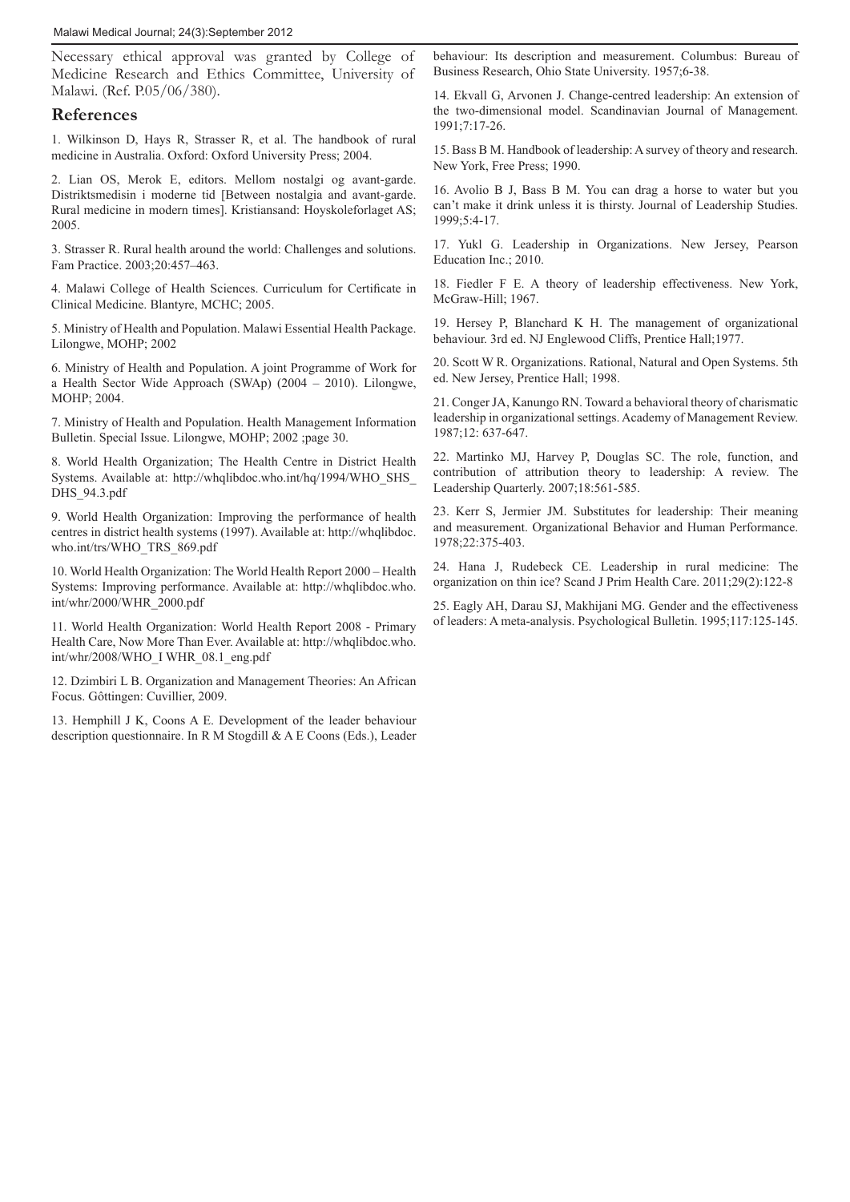Necessary ethical approval was granted by College of Medicine Research and Ethics Committee, University of Malawi. (Ref. P.05/06/380).

## References

1. Wilkinson D, Hays R, Strasser R, et al. The handbook of rural medicine in Australia. Oxford: Oxford University Press; 2004.

2. Lian OS, Merok E, editors. Mellom nostalgi og avant-garde. Distriktsmedisin i moderne tid [Between nostalgia and avant-garde. Rural medicine in modern times]. Kristiansand: Hoyskoleforlaget AS; 2005.

3. Strasser R. Rural health around the world: Challenges and solutions. Fam Practice. 2003;20:457–463.

4. Malawi College of Health Sciences. Curriculum for Certificate in Clinical Medicine. Blantyre, MCHC; 2005.

5. Ministry of Health and Population. Malawi Essential Health Package. Lilongwe, MOHP; 2002

6. Ministry of Health and Population. A joint Programme of Work for a Health Sector Wide Approach (SWAp) (2004 – 2010). Lilongwe, MOHP; 2004.

7. Ministry of Health and Population. Health Management Information Bulletin. Special Issue. Lilongwe, MOHP; 2002 ;page 30.

8. World Health Organization; The Health Centre in District Health Systems. Available at: http://whqlibdoc.who.int/hq/1994/WHO_SHS_DHS_94.3.pdf

9. World Health Organization: Improving the performance of health centres in district health systems (1997). Available at: http://whqlibdoc.who.int/trs/WHO_TRS_869.pdf

10. World Health Organization: The World Health Report 2000 – Health Systems: Improving performance. Available at: http://whqlibdoc.who.int/whr/2000/WHR_2000.pdf

11. World Health Organization: World Health Report 2008 - Primary Health Care, Now More Than Ever. Available at: http://whqlibdoc.who.int/whr/2008/WHO_I WHR_08.1_eng.pdf

12. Dzimbiri L B. Organization and Management Theories: An African Focus. Gôttingen: Cuvillier, 2009.

13. Hemphill J K, Coons A E. Development of the leader behaviour description questionnaire. In R M Stogdill & A E Coons (Eds.), Leader behaviour: Its description and measurement. Columbus: Bureau of Business Research, Ohio State University. 1957;6-38.

14. Ekvall G, Arvonen J. Change-centred leadership: An extension of the two-dimensional model. Scandinavian Journal of Management. 1991;7:17-26.

15. Bass B M. Handbook of leadership: A survey of theory and research. New York, Free Press; 1990.

16. Avolio B J, Bass B M. You can drag a horse to water but you can't make it drink unless it is thirsty. Journal of Leadership Studies. 1999;5:4-17.

17. Yukl G. Leadership in Organizations. New Jersey, Pearson Education Inc.; 2010.

18. Fiedler F E. A theory of leadership effectiveness. New York, McGraw-Hill; 1967.

19. Hersey P, Blanchard K H. The management of organizational behaviour. 3rd ed. NJ Englewood Cliffs, Prentice Hall;1977.

20. Scott W R. Organizations. Rational, Natural and Open Systems. 5th ed. New Jersey, Prentice Hall; 1998.

21. Conger JA, Kanungo RN. Toward a behavioral theory of charismatic leadership in organizational settings. Academy of Management Review. 1987;12: 637-647.

22. Martinko MJ, Harvey P, Douglas SC. The role, function, and contribution of attribution theory to leadership: A review. The Leadership Quarterly. 2007;18:561-585.

23. Kerr S, Jermier JM. Substitutes for leadership: Their meaning and measurement. Organizational Behavior and Human Performance. 1978;22:375-403.

24. Hana J, Rudebeck CE. Leadership in rural medicine: The organization on thin ice? Scand J Prim Health Care. 2011;29(2):122-8

25. Eagly AH, Darau SJ, Makhijani MG. Gender and the effectiveness of leaders: A meta-analysis. Psychological Bulletin. 1995;117:125-145.